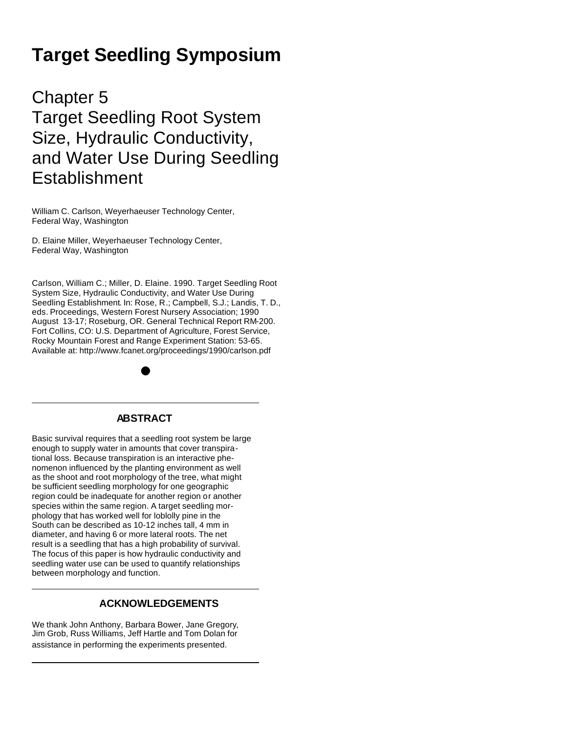# Target Seedling Symposium

## Chapter 5
## Target Seedling Root System Size, Hydraulic Conductivity, and Water Use During Seedling Establishment

William C. Carlson, Weyerhaeuser Technology Center, Federal Way, Washington

D. Elaine Miller, Weyerhaeuser Technology Center, Federal Way, Washington

Carlson, William C.; Miller, D. Elaine. 1990. Target Seedling Root System Size, Hydraulic Conductivity, and Water Use During Seedling Establishment. In: Rose, R.; Campbell, S.J.; Landis, T. D., eds. Proceedings, Western Forest Nursery Association; 1990 August 13-17; Roseburg, OR. General Technical Report RM-200. Fort Collins, CO: U.S. Department of Agriculture, Forest Service, Rocky Mountain Forest and Range Experiment Station: 53-65. Available at: http://www.fcanet.org/proceedings/1990/carlson.pdf

### ABSTRACT

Basic survival requires that a seedling root system be large enough to supply water in amounts that cover transpirational loss. Because transpiration is an interactive phenomenon influenced by the planting environment as well as the shoot and root morphology of the tree, what might be sufficient seedling morphology for one geographic region could be inadequate for another region or another species within the same region. A target seedling morphology that has worked well for loblolly pine in the South can be described as 10-12 inches tall, 4 mm in diameter, and having 6 or more lateral roots. The net result is a seedling that has a high probability of survival. The focus of this paper is how hydraulic conductivity and seedling water use can be used to quantify relationships between morphology and function.

### ACKNOWLEDGEMENTS

We thank John Anthony, Barbara Bower, Jane Gregory, Jim Grob, Russ Williams, Jeff Hartle and Tom Dolan for assistance in performing the experiments presented.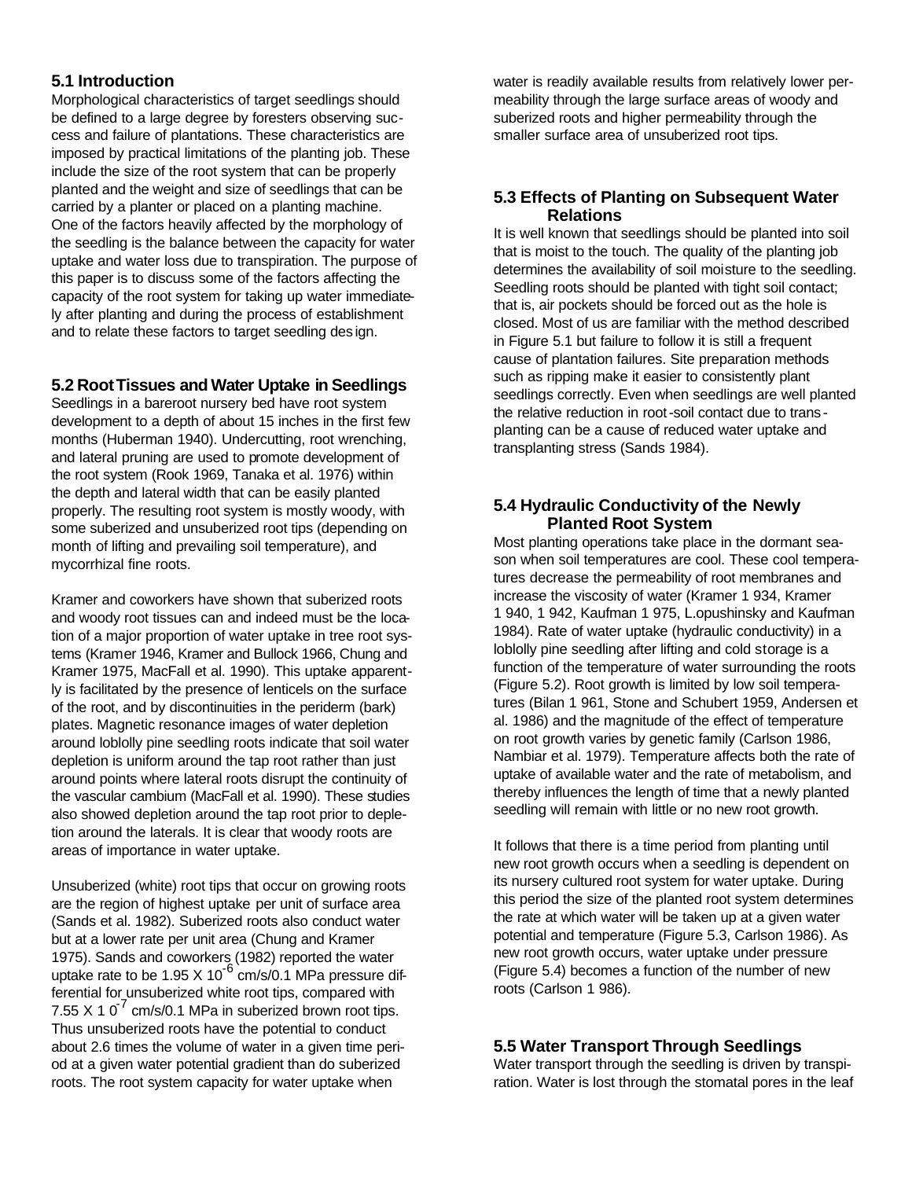## 5.1 Introduction

Morphological characteristics of target seedlings should be defined to a large degree by foresters observing success and failure of plantations. These characteristics are imposed by practical limitations of the planting job. These include the size of the root system that can be properly planted and the weight and size of seedlings that can be carried by a planter or placed on a planting machine. One of the factors heavily affected by the morphology of the seedling is the balance between the capacity for water uptake and water loss due to transpiration. The purpose of this paper is to discuss some of the factors affecting the capacity of the root system for taking up water immediately after planting and during the process of establishment and to relate these factors to target seedling design.

## 5.2 Root Tissues and Water Uptake in Seedlings

Seedlings in a bareroot nursery bed have root system development to a depth of about 15 inches in the first few months (Huberman 1940). Undercutting, root wrenching, and lateral pruning are used to promote development of the root system (Rook 1969, Tanaka et al. 1976) within the depth and lateral width that can be easily planted properly. The resulting root system is mostly woody, with some suberized and unsuberized root tips (depending on month of lifting and prevailing soil temperature), and mycorrhizal fine roots.

Kramer and coworkers have shown that suberized roots and woody root tissues can and indeed must be the location of a major proportion of water uptake in tree root systems (Kramer 1946, Kramer and Bullock 1966, Chung and Kramer 1975, MacFall et al. 1990). This uptake apparently is facilitated by the presence of lenticels on the surface of the root, and by discontinuities in the periderm (bark) plates. Magnetic resonance images of water depletion around loblolly pine seedling roots indicate that soil water depletion is uniform around the tap root rather than just around points where lateral roots disrupt the continuity of the vascular cambium (MacFall et al. 1990). These studies also showed depletion around the tap root prior to depletion around the laterals. It is clear that woody roots are areas of importance in water uptake.

Unsuberized (white) root tips that occur on growing roots are the region of highest uptake per unit of surface area (Sands et al. 1982). Suberized roots also conduct water but at a lower rate per unit area (Chung and Kramer 1975). Sands and coworkers (1982) reported the water uptake rate to be $1.95 \times 10^{-6}$ cm/s/0.1 MPa pressure differential for unsuberized white root tips, compared with $7.55 \times 10^{-7}$ cm/s/0.1 MPa in suberized brown root tips. Thus unsuberized roots have the potential to conduct about 2.6 times the volume of water in a given time period at a given water potential gradient than do suberized roots. The root system capacity for water uptake when water is readily available results from relatively lower permeability through the large surface areas of woody and suberized roots and higher permeability through the smaller surface area of unsuberized root tips.

## 5.3 Effects of Planting on Subsequent Water Relations

It is well known that seedlings should be planted into soil that is moist to the touch. The quality of the planting job determines the availability of soil moisture to the seedling. Seedling roots should be planted with tight soil contact; that is, air pockets should be forced out as the hole is closed. Most of us are familiar with the method described in Figure 5.1 but failure to follow it is still a frequent cause of plantation failures. Site preparation methods such as ripping make it easier to consistently plant seedlings correctly. Even when seedlings are well planted the relative reduction in root-soil contact due to transplanting can be a cause of reduced water uptake and transplanting stress (Sands 1984).

## 5.4 Hydraulic Conductivity of the Newly Planted Root System

Most planting operations take place in the dormant season when soil temperatures are cool. These cool temperatures decrease the permeability of root membranes and increase the viscosity of water (Kramer 1934, Kramer 1940, 1942, Kaufman 1975, Lopushinsky and Kaufman 1984). Rate of water uptake (hydraulic conductivity) in a loblolly pine seedling after lifting and cold storage is a function of the temperature of water surrounding the roots (Figure 5.2). Root growth is limited by low soil temperatures (Bilan 1961, Stone and Schubert 1959, Andersen et al. 1986) and the magnitude of the effect of temperature on root growth varies by genetic family (Carlson 1986, Nambiar et al. 1979). Temperature affects both the rate of uptake of available water and the rate of metabolism, and thereby influences the length of time that a newly planted seedling will remain with little or no new root growth.

It follows that there is a time period from planting until new root growth occurs when a seedling is dependent on its nursery cultured root system for water uptake. During this period the size of the planted root system determines the rate at which water will be taken up at a given water potential and temperature (Figure 5.3, Carlson 1986). As new root growth occurs, water uptake under pressure (Figure 5.4) becomes a function of the number of new roots (Carlson 1986).

## 5.5 Water Transport Through Seedlings

Water transport through the seedling is driven by transpiration. Water is lost through the stomatal pores in the leaf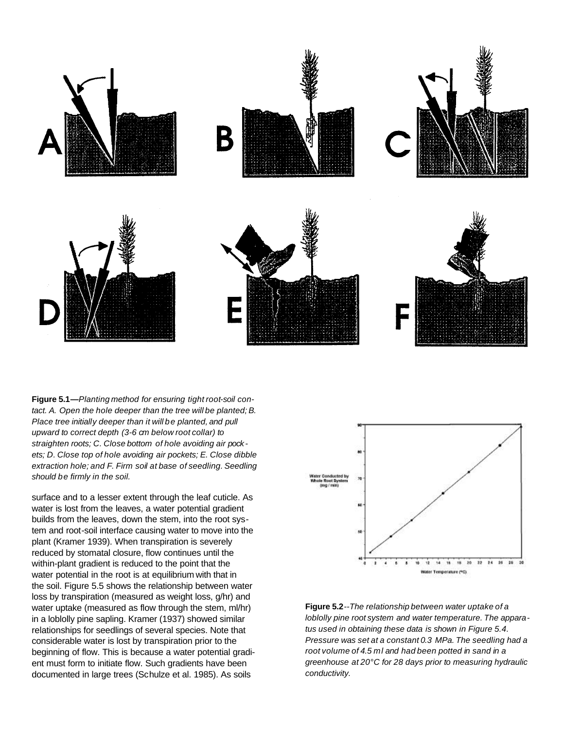**Figure 5.1**—*Planting method for ensuring tight root-soil contact. A. Open the hole deeper than the tree will be planted; B. Place tree initially deeper than it will be planted, and pull upward to correct depth (3-6 cm below root collar) to straighten roots; C. Close bottom of hole avoiding air pockets; D. Close top of hole avoiding air pockets; E. Close dibble extraction hole; and F. Firm soil at base of seedling. Seedling should be firmly in the soil.*

surface and to a lesser extent through the leaf cuticle. As water is lost from the leaves, a water potential gradient builds from the leaves, down the stem, into the root system and root-soil interface causing water to move into the plant (Kramer 1939). When transpiration is severely reduced by stomatal closure, flow continues until the within-plant gradient is reduced to the point that the water potential in the root is at equilibrium with that in the soil. Figure 5.5 shows the relationship between water loss by transpiration (measured as weight loss, g/hr) and water uptake (measured as flow through the stem, ml/hr) in a loblolly pine sapling. Kramer (1937) showed similar relationships for seedlings of several species. Note that considerable water is lost by transpiration prior to the beginning of flow. This is because a water potential gradient must form to initiate flow. Such gradients have been documented in large trees (Schulze et al. 1985). As soils

**Figure 5.2**--*The relationship between water uptake of a loblolly pine root system and water temperature. The apparatus used in obtaining these data is shown in Figure 5.4. Pressure was set at a constant 0.3 MPa. The seedling had a root volume of 4.5 ml and had been potted in sand in a greenhouse at 20°C for 28 days prior to measuring hydraulic conductivity.*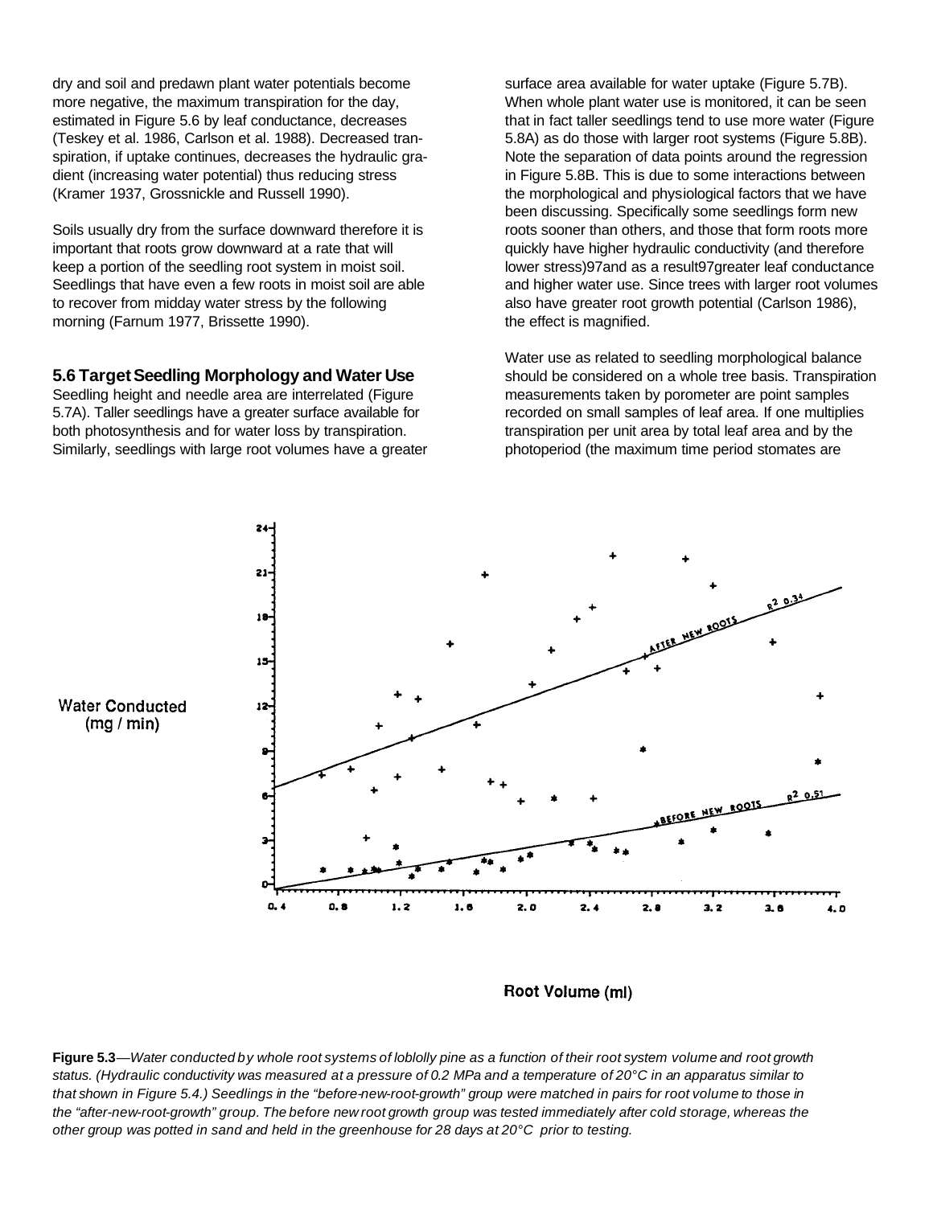dry and soil and predawn plant water potentials become more negative, the maximum transpiration for the day, estimated in Figure 5.6 by leaf conductance, decreases (Teskey et al. 1986, Carlson et al. 1988). Decreased transpiration, if uptake continues, decreases the hydraulic gradient (increasing water potential) thus reducing stress (Kramer 1937, Grossnickle and Russell 1990).

Soils usually dry from the surface downward therefore it is important that roots grow downward at a rate that will keep a portion of the seedling root system in moist soil. Seedlings that have even a few roots in moist soil are able to recover from midday water stress by the following morning (Farnum 1977, Brissette 1990).

## 5.6 Target Seedling Morphology and Water Use

Seedling height and needle area are interrelated (Figure 5.7A). Taller seedlings have a greater surface available for both photosynthesis and for water loss by transpiration. Similarly, seedlings with large root volumes have a greater surface area available for water uptake (Figure 5.7B). When whole plant water use is monitored, it can be seen that in fact taller seedlings tend to use more water (Figure 5.8A) as do those with larger root systems (Figure 5.8B). Note the separation of data points around the regression in Figure 5.8B. This is due to some interactions between the morphological and physiological factors that we have been discussing. Specifically some seedlings form new roots sooner than others, and those that form roots more quickly have higher hydraulic conductivity (and therefore lower stress)97and as a result97greater leaf conductance and higher water use. Since trees with larger root volumes also have greater root growth potential (Carlson 1986), the effect is magnified.

Water use as related to seedling morphological balance should be considered on a whole tree basis. Transpiration measurements taken by porometer are point samples recorded on small samples of leaf area. If one multiplies transpiration per unit area by total leaf area and by the photoperiod (the maximum time period stomates are

**Figure 5.3**—*Water conducted by whole root systems of loblolly pine as a function of their root system volume and root growth status. (Hydraulic conductivity was measured at a pressure of 0.2 MPa and a temperature of 20°C in an apparatus similar to that shown in Figure 5.4.) Seedlings in the "before-new-root-growth" group were matched in pairs for root volume to those in the "after-new-root-growth" group. The before new root growth group was tested immediately after cold storage, whereas the other group was potted in sand and held in the greenhouse for 28 days at 20°C prior to testing.*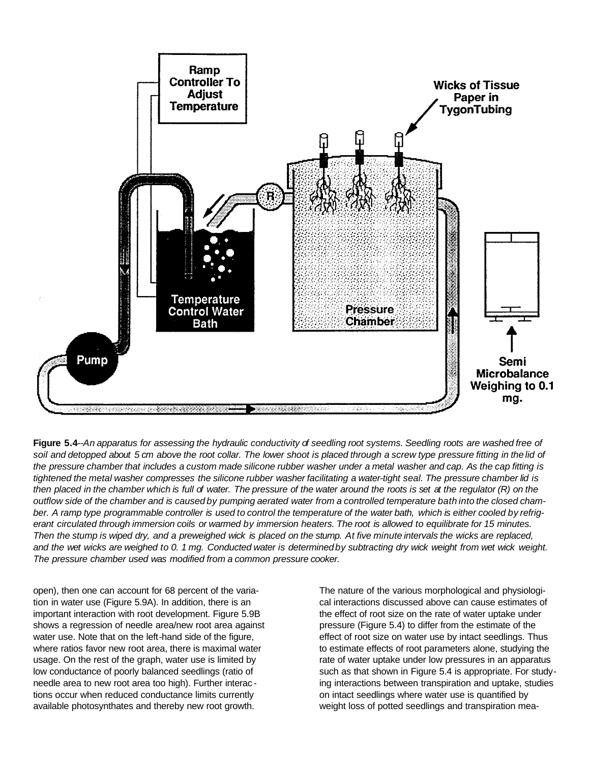**Figure 5.4**--*An apparatus for assessing the hydraulic conductivity of seedling root systems. Seedling roots are washed free of soil and detopped about 5 cm above the root collar. The lower shoot is placed through a screw type pressure fitting in the lid of the pressure chamber that includes a custom made silicone rubber washer under a metal washer and cap. As the cap fitting is tightened the metal washer compresses the silicone rubber washer facilitating a water-tight seal. The pressure chamber lid is then placed in the chamber which is full of water. The pressure of the water around the roots is set at the regulator (R) on the outflow side of the chamber and is caused by pumping aerated water from a controlled temperature bath into the closed chamber. A ramp type programmable controller is used to control the temperature of the water bath, which is either cooled by refrigerant circulated through immersion coils or warmed by immersion heaters. The root is allowed to equilibrate for 15 minutes. Then the stump is wiped dry, and a preweighed wick is placed on the stump. At five minute intervals the wicks are replaced, and the wet wicks are weighed to 0. 1 mg. Conducted water is determined by subtracting dry wick weight from wet wick weight. The pressure chamber used was modified from a common pressure cooker.*

open), then one can account for 68 percent of the variation in water use (Figure 5.9A). In addition, there is an important interaction with root development. Figure 5.9B shows a regression of needle area/new root area against water use. Note that on the left-hand side of the figure, where ratios favor new root area, there is maximal water usage. On the rest of the graph, water use is limited by low conductance of poorly balanced seedlings (ratio of needle area to new root area too high). Further interactions occur when reduced conductance limits currently available photosynthates and thereby new root growth.

The nature of the various morphological and physiological interactions discussed above can cause estimates of the effect of root size on the rate of water uptake under pressure (Figure 5.4) to differ from the estimate of the effect of root size on water use by intact seedlings. Thus to estimate effects of root parameters alone, studying the rate of water uptake under low pressures in an apparatus such as that shown in Figure 5.4 is appropriate. For studying interactions between transpiration and uptake, studies on intact seedlings where water use is quantified by weight loss of potted seedlings and transpiration mea-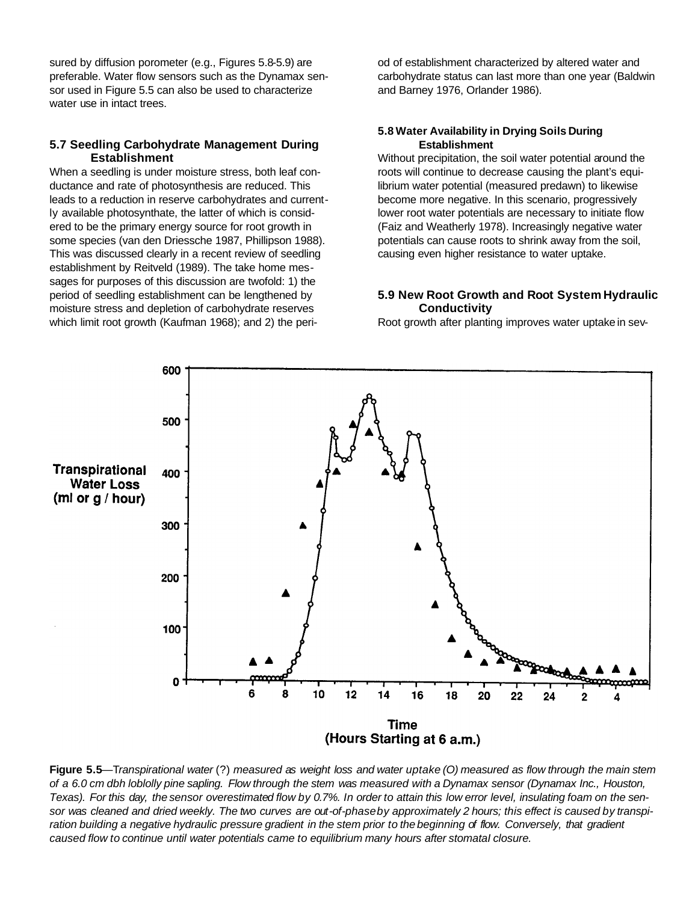sured by diffusion porometer (e.g., Figures 5.8-5.9) are preferable. Water flow sensors such as the Dynamax sensor used in Figure 5.5 can also be used to characterize water use in intact trees.

### 5.7 Seedling Carbohydrate Management During Establishment

When a seedling is under moisture stress, both leaf conductance and rate of photosynthesis are reduced. This leads to a reduction in reserve carbohydrates and currently available photosynthate, the latter of which is considered to be the primary energy source for root growth in some species (van den Driessche 1987, Phillipson 1988). This was discussed clearly in a recent review of seedling establishment by Reitveld (1989). The take home messages for purposes of this discussion are twofold: 1) the period of seedling establishment can be lengthened by moisture stress and depletion of carbohydrate reserves which limit root growth (Kaufman 1968); and 2) the period of establishment characterized by altered water and carbohydrate status can last more than one year (Baldwin and Barney 1976, Orlander 1986).

### 5.8 Water Availability in Drying Soils During Establishment

Without precipitation, the soil water potential around the roots will continue to decrease causing the plant's equilibrium water potential (measured predawn) to likewise become more negative. In this scenario, progressively lower root water potentials are necessary to initiate flow (Faiz and Weatherly 1978). Increasingly negative water potentials can cause roots to shrink away from the soil, causing even higher resistance to water uptake.

### 5.9 New Root Growth and Root System Hydraulic Conductivity

Root growth after planting improves water uptake in sev-

**Figure 5.5**—*Transpirational water (?) measured as weight loss and water uptake (O) measured as flow through the main stem of a 6.0 cm dbh loblolly pine sapling. Flow through the stem was measured with a Dynamax sensor (Dynamax Inc., Houston, Texas). For this day, the sensor overestimated flow by 0.7%. In order to attain this low error level, insulating foam on the sensor was cleaned and dried weekly. The two curves are out-of-phase by approximately 2 hours; this effect is caused by transpiration building a negative hydraulic pressure gradient in the stem prior to the beginning of flow. Conversely, that gradient caused flow to continue until water potentials came to equilibrium many hours after stomatal closure.*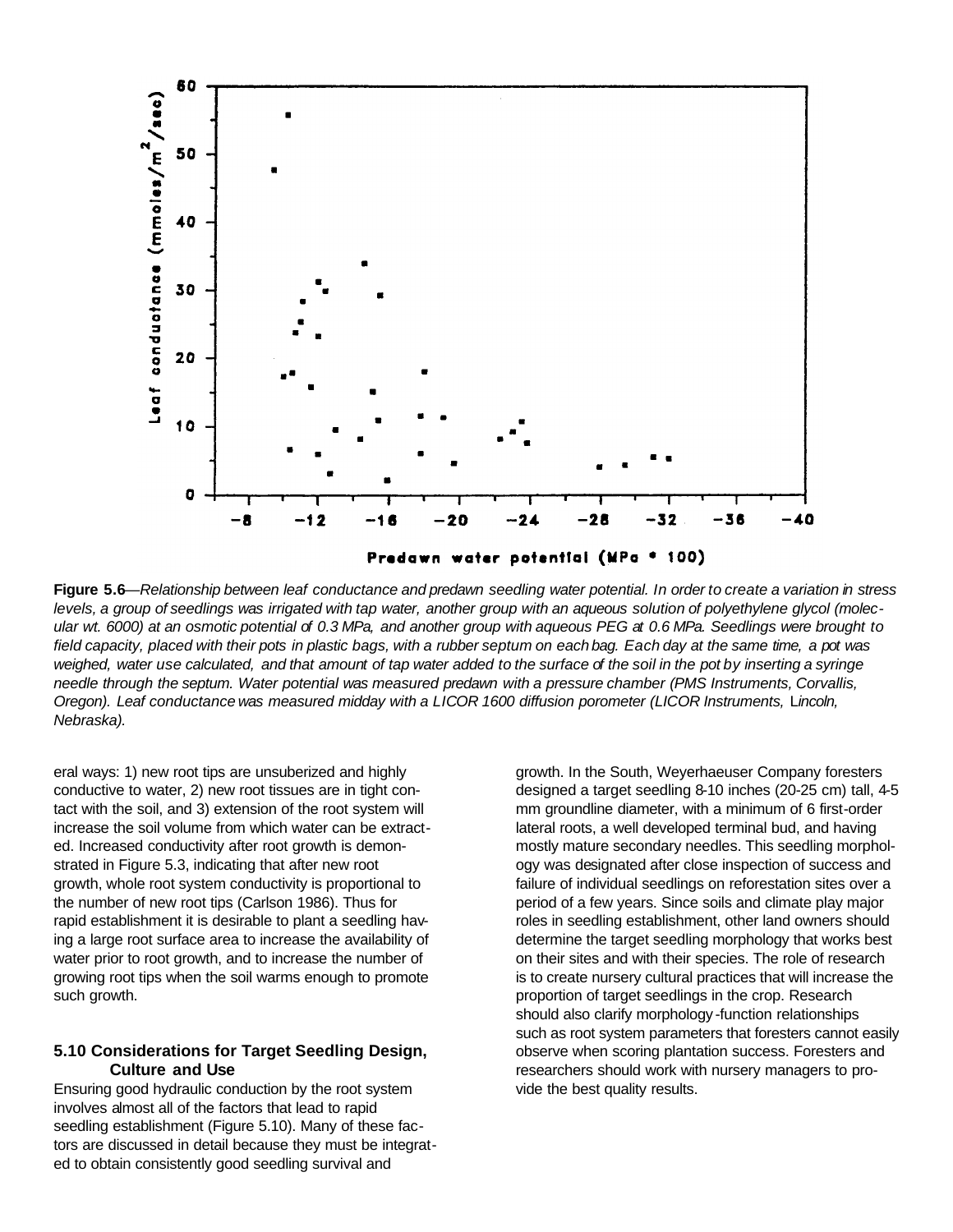**Figure 5.6**—*Relationship between leaf conductance and predawn seedling water potential. In order to create a variation in stress levels, a group of seedlings was irrigated with tap water, another group with an aqueous solution of polyethylene glycol (molecular wt. 6000) at an osmotic potential of 0.3 MPa, and another group with aqueous PEG at 0.6 MPa. Seedlings were brought to field capacity, placed with their pots in plastic bags, with a rubber septum on each bag. Each day at the same time, a pot was weighed, water use calculated, and that amount of tap water added to the surface of the soil in the pot by inserting a syringe needle through the septum. Water potential was measured predawn with a pressure chamber (PMS Instruments, Corvallis, Oregon). Leaf conductance was measured midday with a LICOR 1600 diffusion porometer (LICOR Instruments, Lincoln, Nebraska).*

eral ways: 1) new root tips are unsuberized and highly conductive to water, 2) new root tissues are in tight contact with the soil, and 3) extension of the root system will increase the soil volume from which water can be extracted. Increased conductivity after root growth is demonstrated in Figure 5.3, indicating that after new root growth, whole root system conductivity is proportional to the number of new root tips (Carlson 1986). Thus for rapid establishment it is desirable to plant a seedling having a large root surface area to increase the availability of water prior to root growth, and to increase the number of growing root tips when the soil warms enough to promote such growth.

## 5.10 Considerations for Target Seedling Design, Culture and Use

Ensuring good hydraulic conduction by the root system involves almost all of the factors that lead to rapid seedling establishment (Figure 5.10). Many of these factors are discussed in detail because they must be integrated to obtain consistently good seedling survival and growth. In the South, Weyerhaeuser Company foresters designed a target seedling 8-10 inches (20-25 cm) tall, 4-5 mm groundline diameter, with a minimum of 6 first-order lateral roots, a well developed terminal bud, and having mostly mature secondary needles. This seedling morphology was designated after close inspection of success and failure of individual seedlings on reforestation sites over a period of a few years. Since soils and climate play major roles in seedling establishment, other land owners should determine the target seedling morphology that works best on their sites and with their species. The role of research is to create nursery cultural practices that will increase the proportion of target seedlings in the crop. Research should also clarify morphology-function relationships such as root system parameters that foresters cannot easily observe when scoring plantation success. Foresters and researchers should work with nursery managers to provide the best quality results.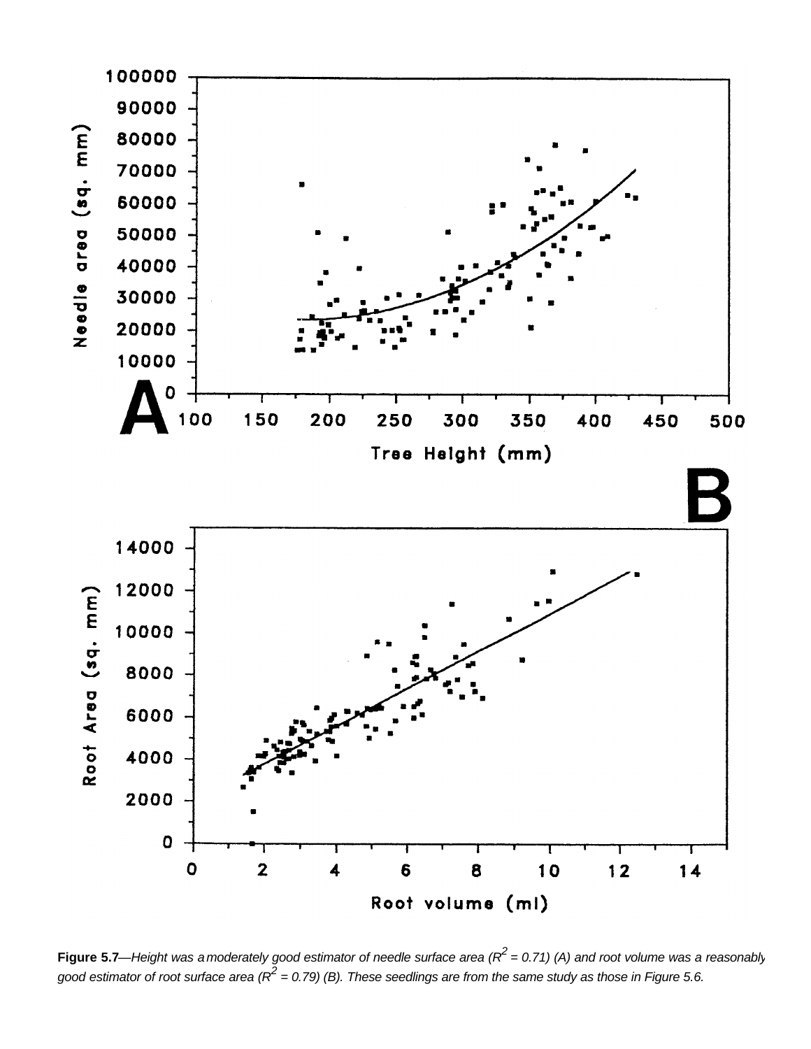**Figure 5.7**—*Height was a moderately good estimator of needle surface area ($R^2$ = 0.71) (A) and root volume was a reasonably good estimator of root surface area ($R^2$ = 0.79) (B). These seedlings are from the same study as those in Figure 5.6.*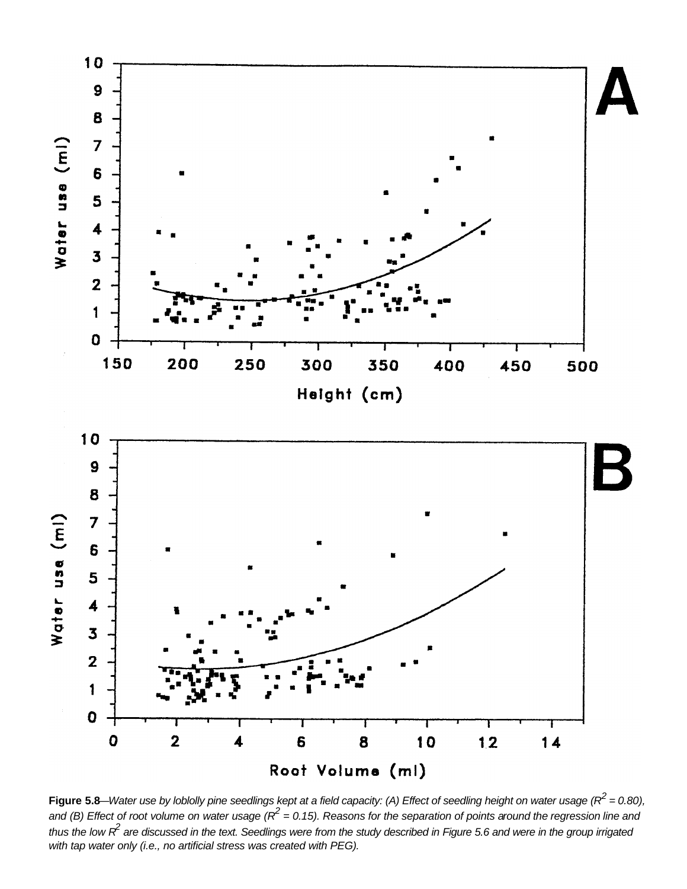**Figure 5.8**—*Water use by loblolly pine seedlings kept at a field capacity: (A) Effect of seedling height on water usage ($R^2$ = 0.80), and (B) Effect of root volume on water usage ($R^2$ = 0.15). Reasons for the separation of points around the regression line and thus the low $R^2$ are discussed in the text. Seedlings were from the study described in Figure 5.6 and were in the group irrigated with tap water only (i.e., no artificial stress was created with PEG).*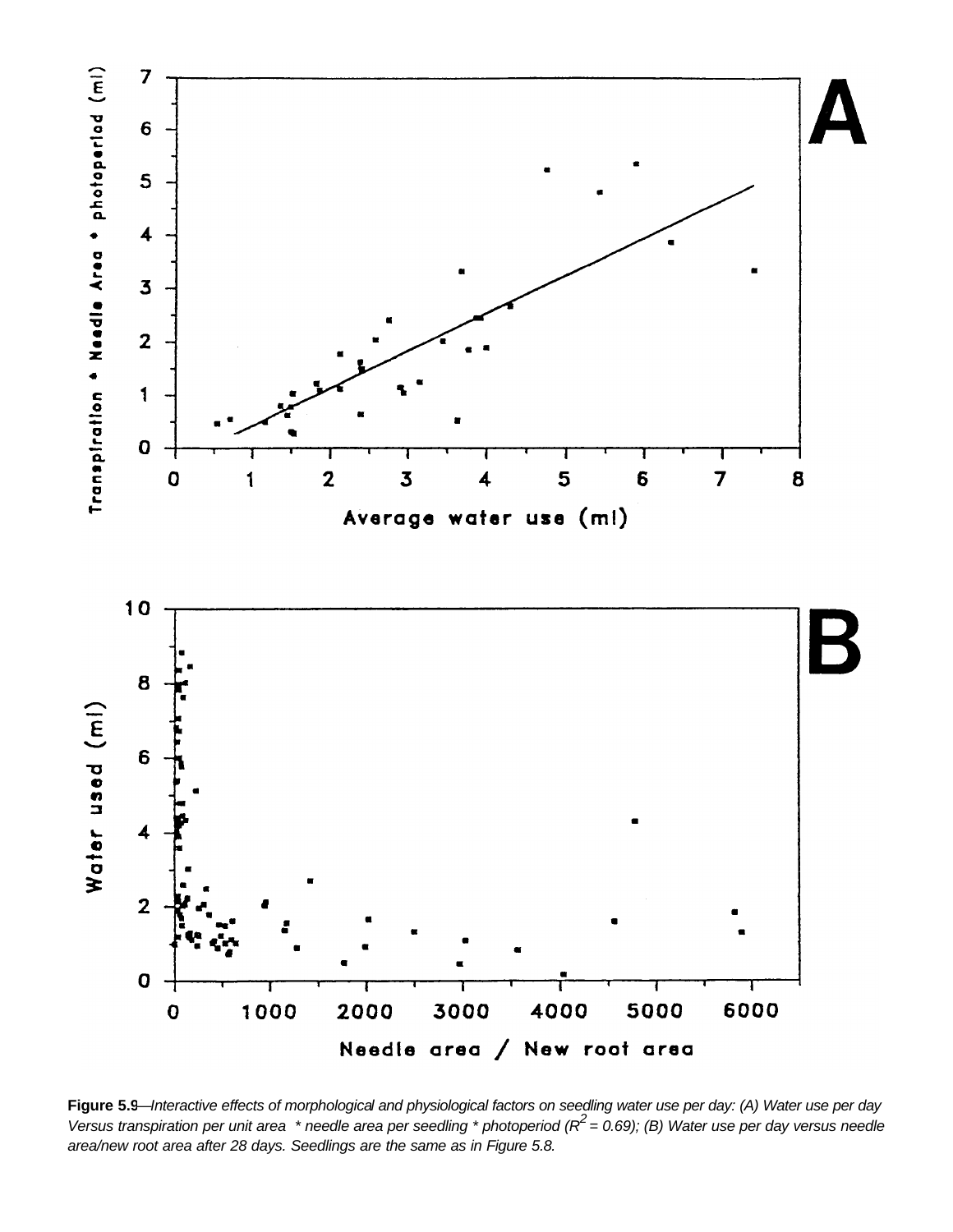**Figure 5.9**—*Interactive effects of morphological and physiological factors on seedling water use per day: (A) Water use per day Versus transpiration per unit area \* needle area per seedling \* photoperiod ($R^2 = 0.69$); (B) Water use per day versus needle area/new root area after 28 days. Seedlings are the same as in Figure 5.8.*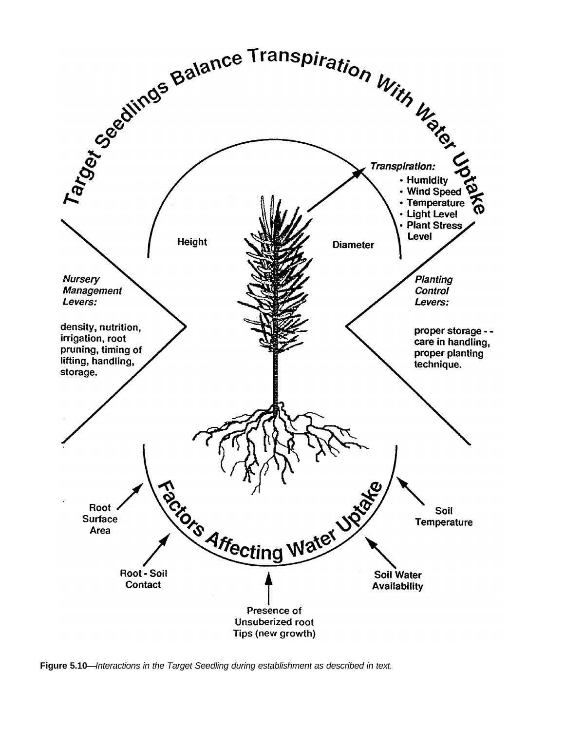Target Seedlings Balance Transpiration With Water Uptake

*Transpiration:*
- Humidity
- Wind Speed
- Temperature
- Light Level
- Plant Stress Level

Height

Diameter

*Nursery Management Levers:*

density, nutrition, irrigation, root pruning, timing of lifting, handling, storage.

*Planting Control Levers:*

proper storage - - care in handling, proper planting technique.

Factors Affecting Water Uptake

Root Surface Area

Root - Soil Contact

Presence of Unsuberized root Tips (new growth)

Soil Water Availability

Soil Temperature

**Figure 5.10**—*Interactions in the Target Seedling during establishment as described in text.*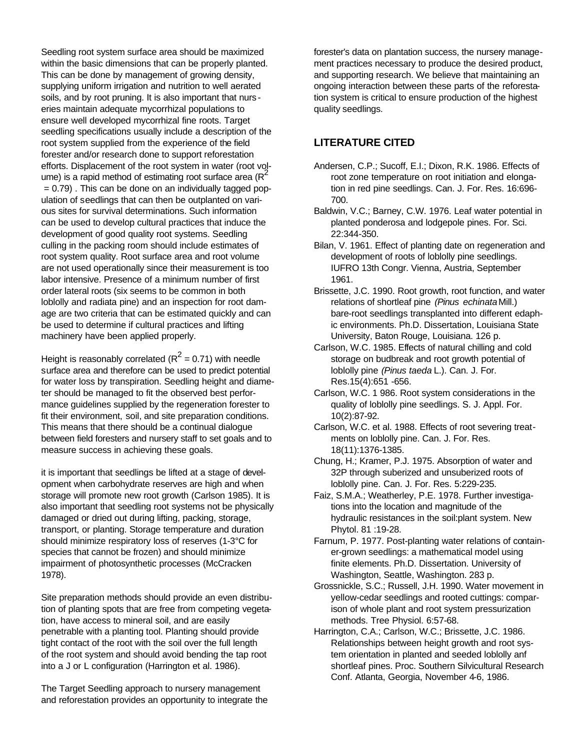Seedling root system surface area should be maximized within the basic dimensions that can be properly planted. This can be done by management of growing density, supplying uniform irrigation and nutrition to well aerated soils, and by root pruning. It is also important that nurseries maintain adequate mycorrhizal populations to ensure well developed mycorrhizal fine roots. Target seedling specifications usually include a description of the root system supplied from the experience of the field forester and/or research done to support reforestation efforts. Displacement of the root system in water (root volume) is a rapid method of estimating root surface area ($R^2$ = 0.79) . This can be done on an individually tagged population of seedlings that can then be outplanted on various sites for survival determinations. Such information can be used to develop cultural practices that induce the development of good quality root systems. Seedling culling in the packing room should include estimates of root system quality. Root surface area and root volume are not used operationally since their measurement is too labor intensive. Presence of a minimum number of first order lateral roots (six seems to be common in both loblolly and radiata pine) and an inspection for root damage are two criteria that can be estimated quickly and can be used to determine if cultural practices and lifting machinery have been applied properly.

Height is reasonably correlated ($R^2$ = 0.71) with needle surface area and therefore can be used to predict potential for water loss by transpiration. Seedling height and diameter should be managed to fit the observed best performance guidelines supplied by the regeneration forester to fit their environment, soil, and site preparation conditions. This means that there should be a continual dialogue between field foresters and nursery staff to set goals and to measure success in achieving these goals.

it is important that seedlings be lifted at a stage of development when carbohydrate reserves are high and when storage will promote new root growth (Carlson 1985). It is also important that seedling root systems not be physically damaged or dried out during lifting, packing, storage, transport, or planting. Storage temperature and duration should minimize respiratory loss of reserves (1-3°C for species that cannot be frozen) and should minimize impairment of photosynthetic processes (McCracken 1978).

Site preparation methods should provide an even distribution of planting spots that are free from competing vegetation, have access to mineral soil, and are easily penetrable with a planting tool. Planting should provide tight contact of the root with the soil over the full length of the root system and should avoid bending the tap root into a J or L configuration (Harrington et al. 1986).

The Target Seedling approach to nursery management and reforestation provides an opportunity to integrate the forester's data on plantation success, the nursery management practices necessary to produce the desired product, and supporting research. We believe that maintaining an ongoing interaction between these parts of the reforestation system is critical to ensure production of the highest quality seedlings.

## LITERATURE CITED

Andersen, C.P.; Sucoff, E.I.; Dixon, R.K. 1986. Effects of root zone temperature on root initiation and elongation in red pine seedlings. Can. J. For. Res. 16:696-700.

Baldwin, V.C.; Barney, C.W. 1976. Leaf water potential in planted ponderosa and lodgepole pines. For. Sci. 22:344-350.

Bilan, V. 1961. Effect of planting date on regeneration and development of roots of loblolly pine seedlings. IUFRO 13th Congr. Vienna, Austria, September 1961.

Brissette, J.C. 1990. Root growth, root function, and water relations of shortleaf pine *(Pinus echinata* Mill.) bare-root seedlings transplanted into different edaphic environments. Ph.D. Dissertation, Louisiana State University, Baton Rouge, Louisiana. 126 p.

Carlson, W.C. 1985. Effects of natural chilling and cold storage on budbreak and root growth potential of loblolly pine *(Pinus taeda* L.). Can. J. For. Res.15(4):651 -656.

Carlson, W.C. 1 986. Root system considerations in the quality of loblolly pine seedlings. S. J. Appl. For. 10(2):87-92.

Carlson, W.C. et al. 1988. Effects of root severing treatments on loblolly pine. Can. J. For. Res. 18(11):1376-1385.

Chung, H.; Kramer, P.J. 1975. Absorption of water and 32P through suberized and unsuberized roots of loblolly pine. Can. J. For. Res. 5:229-235.

Faiz, S.M.A.; Weatherley, P.E. 1978. Further investigations into the location and magnitude of the hydraulic resistances in the soil:plant system. New Phytol. 81 :19-28.

Farnum, P. 1977. Post-planting water relations of container-grown seedlings: a mathematical model using finite elements. Ph.D. Dissertation. University of Washington, Seattle, Washington. 283 p.

Grossnickle, S.C.; Russell, J.H. 1990. Water movement in yellow-cedar seedlings and rooted cuttings: comparison of whole plant and root system pressurization methods. Tree Physiol. 6:57-68.

Harrington, C.A.; Carlson, W.C.; Brissette, J.C. 1986. Relationships between height growth and root system orientation in planted and seeded loblolly anf shortleaf pines. Proc. Southern Silvicultural Research Conf. Atlanta, Georgia, November 4-6, 1986.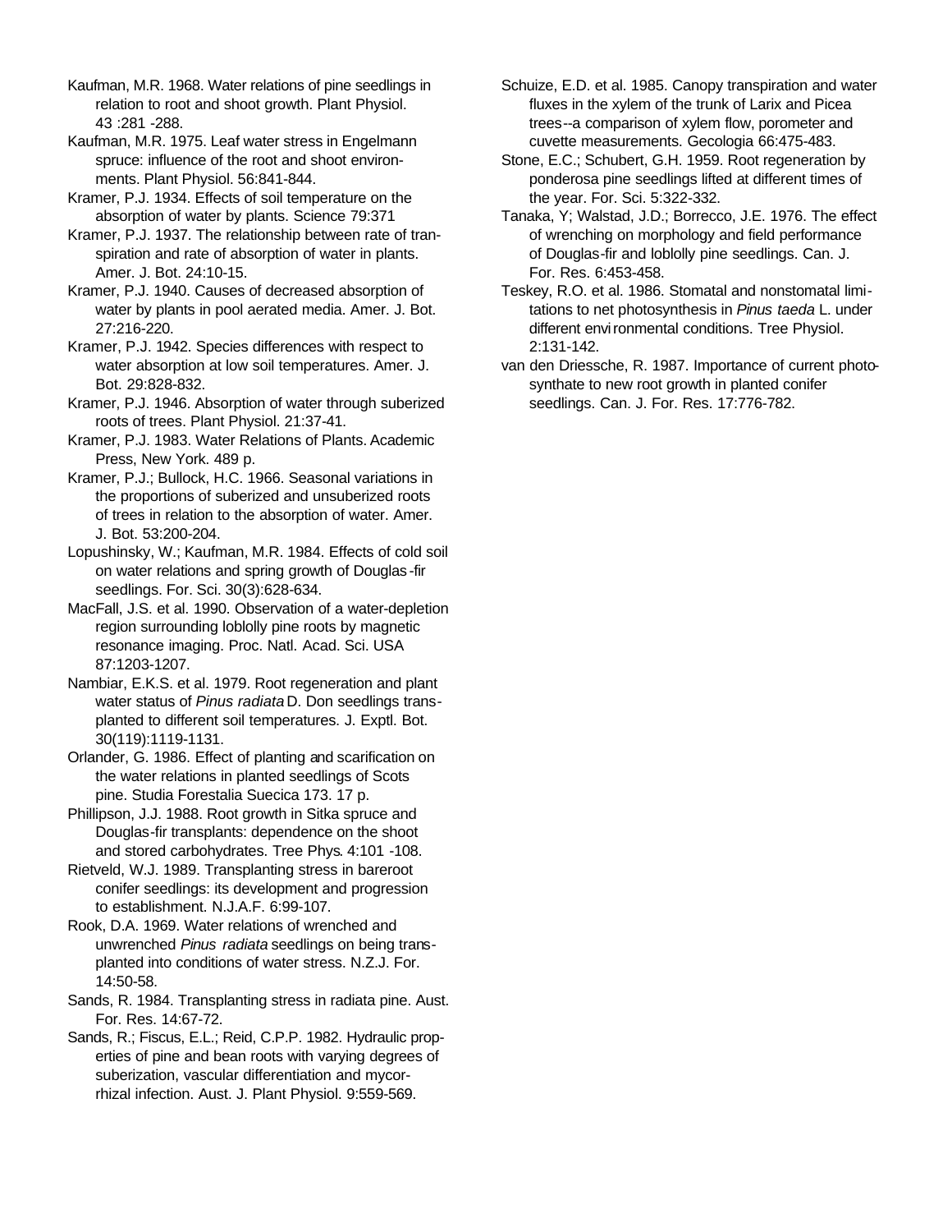Kaufman, M.R. 1968. Water relations of pine seedlings in relation to root and shoot growth. Plant Physiol. 43 :281 -288.

Kaufman, M.R. 1975. Leaf water stress in Engelmann spruce: influence of the root and shoot environments. Plant Physiol. 56:841-844.

Kramer, P.J. 1934. Effects of soil temperature on the absorption of water by plants. Science 79:371

Kramer, P.J. 1937. The relationship between rate of transpiration and rate of absorption of water in plants. Amer. J. Bot. 24:10-15.

Kramer, P.J. 1940. Causes of decreased absorption of water by plants in pool aerated media. Amer. J. Bot. 27:216-220.

Kramer, P.J. 1942. Species differences with respect to water absorption at low soil temperatures. Amer. J. Bot. 29:828-832.

Kramer, P.J. 1946. Absorption of water through suberized roots of trees. Plant Physiol. 21:37-41.

Kramer, P.J. 1983. Water Relations of Plants. Academic Press, New York. 489 p.

Kramer, P.J.; Bullock, H.C. 1966. Seasonal variations in the proportions of suberized and unsuberized roots of trees in relation to the absorption of water. Amer. J. Bot. 53:200-204.

Lopushinsky, W.; Kaufman, M.R. 1984. Effects of cold soil on water relations and spring growth of Douglas-fir seedlings. For. Sci. 30(3):628-634.

MacFall, J.S. et al. 1990. Observation of a water-depletion region surrounding loblolly pine roots by magnetic resonance imaging. Proc. Natl. Acad. Sci. USA 87:1203-1207.

Nambiar, E.K.S. et al. 1979. Root regeneration and plant water status of *Pinus radiata* D. Don seedlings transplanted to different soil temperatures. J. Exptl. Bot. 30(119):1119-1131.

Orlander, G. 1986. Effect of planting and scarification on the water relations in planted seedlings of Scots pine. Studia Forestalia Suecica 173. 17 p.

Phillipson, J.J. 1988. Root growth in Sitka spruce and Douglas-fir transplants: dependence on the shoot and stored carbohydrates. Tree Phys. 4:101 -108.

Rietveld, W.J. 1989. Transplanting stress in bareroot conifer seedlings: its development and progression to establishment. N.J.A.F. 6:99-107.

Rook, D.A. 1969. Water relations of wrenched and unwrenched *Pinus radiata* seedlings on being transplanted into conditions of water stress. N.Z.J. For. 14:50-58.

Sands, R. 1984. Transplanting stress in radiata pine. Aust. For. Res. 14:67-72.

Sands, R.; Fiscus, E.L.; Reid, C.P.P. 1982. Hydraulic properties of pine and bean roots with varying degrees of suberization, vascular differentiation and mycorrhizal infection. Aust. J. Plant Physiol. 9:559-569.

Schuize, E.D. et al. 1985. Canopy transpiration and water fluxes in the xylem of the trunk of Larix and Picea trees--a comparison of xylem flow, porometer and cuvette measurements. Gecologia 66:475-483.

Stone, E.C.; Schubert, G.H. 1959. Root regeneration by ponderosa pine seedlings lifted at different times of the year. For. Sci. 5:322-332.

Tanaka, Y; Walstad, J.D.; Borrecco, J.E. 1976. The effect of wrenching on morphology and field performance of Douglas-fir and loblolly pine seedlings. Can. J. For. Res. 6:453-458.

Teskey, R.O. et al. 1986. Stomatal and nonstomatal limitations to net photosynthesis in *Pinus taeda* L. under different environmental conditions. Tree Physiol. 2:131-142.

van den Driessche, R. 1987. Importance of current photosynthate to new root growth in planted conifer seedlings. Can. J. For. Res. 17:776-782.